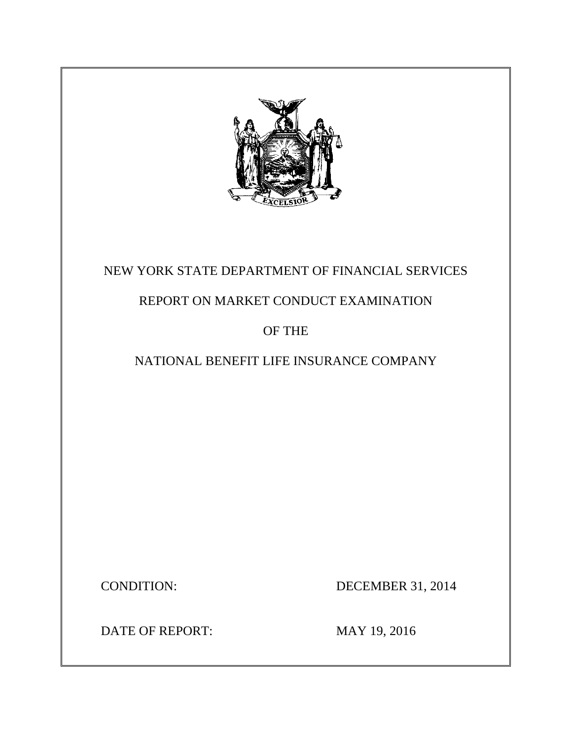NEW YORK STATE DEPARTMENT OF FINANCIAL SERVICES

REPORT ON MARKET CONDUCT EXAMINATION

OF THE

NATIONAL BENEFIT LIFE INSURANCE COMPANY

CONDITION: DECEMBER 31, 2014

DATE OF REPORT: MAY 19, 2016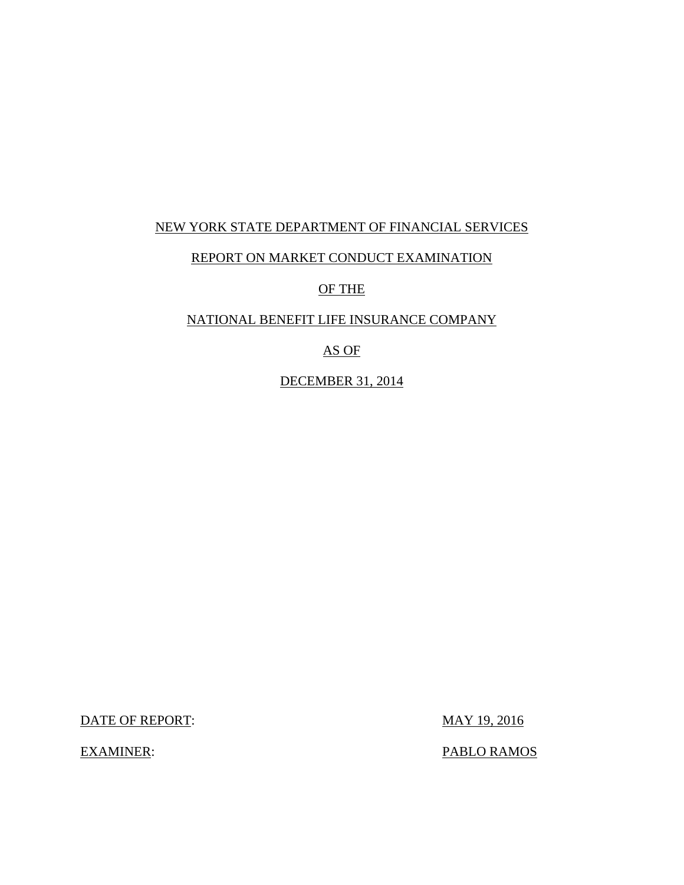NEW YORK STATE DEPARTMENT OF FINANCIAL SERVICES

REPORT ON MARKET CONDUCT EXAMINATION

OF THE

NATIONAL BENEFIT LIFE INSURANCE COMPANY

AS OF

DECEMBER 31, 2014

DATE OF REPORT: MAY 19, 2016

EXAMINER: PABLO RAMOS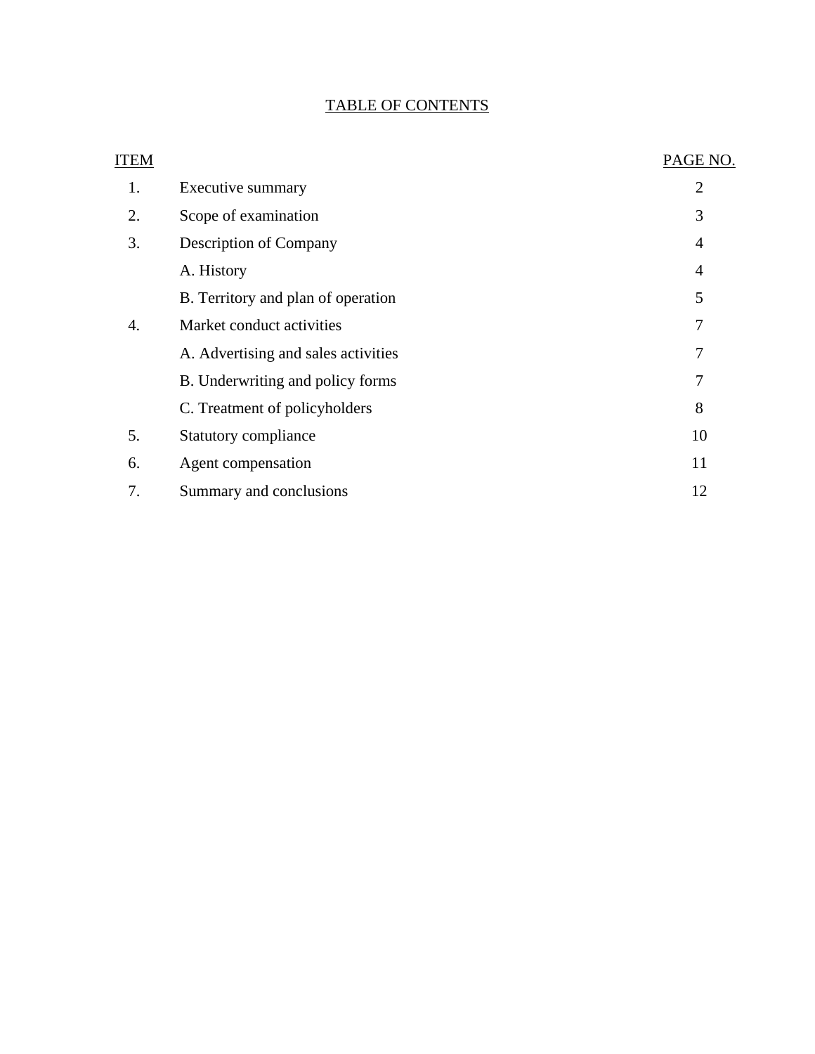## TABLE OF CONTENTS

| ITEM | | PAGE NO. |
|---|---|---|
| 1. | Executive summary | 2 |
| 2. | Scope of examination | 3 |
| 3. | Description of Company | 4 |
| | A. History | 4 |
| | B. Territory and plan of operation | 5 |
| 4. | Market conduct activities | 7 |
| | A. Advertising and sales activities | 7 |
| | B. Underwriting and policy forms | 7 |
| | C. Treatment of policyholders | 8 |
| 5. | Statutory compliance | 10 |
| 6. | Agent compensation | 11 |
| 7. | Summary and conclusions | 12 |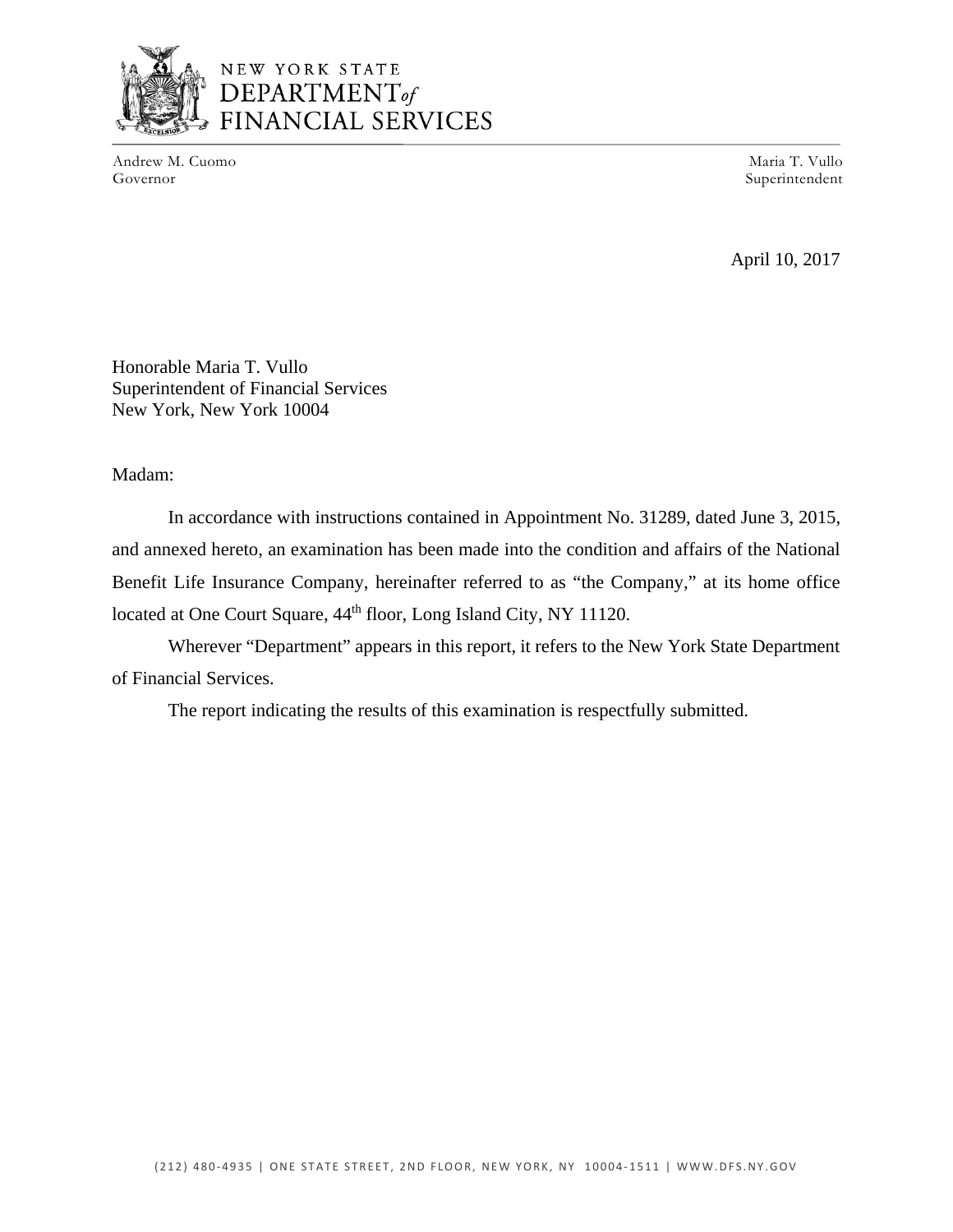NEW YORK STATE
DEPARTMENT of
FINANCIAL SERVICES

Andrew M. Cuomo
Governor

Maria T. Vullo
Superintendent

April 10, 2017

Honorable Maria T. Vullo
Superintendent of Financial Services
New York, New York 10004

Madam:

In accordance with instructions contained in Appointment No. 31289, dated June 3, 2015, and annexed hereto, an examination has been made into the condition and affairs of the National Benefit Life Insurance Company, hereinafter referred to as "the Company," at its home office located at One Court Square, 44th floor, Long Island City, NY 11120.

Wherever "Department" appears in this report, it refers to the New York State Department of Financial Services.

The report indicating the results of this examination is respectfully submitted.

(212) 480-4935 | ONE STATE STREET, 2ND FLOOR, NEW YORK, NY 10004-1511 | WWW.DFS.NY.GOV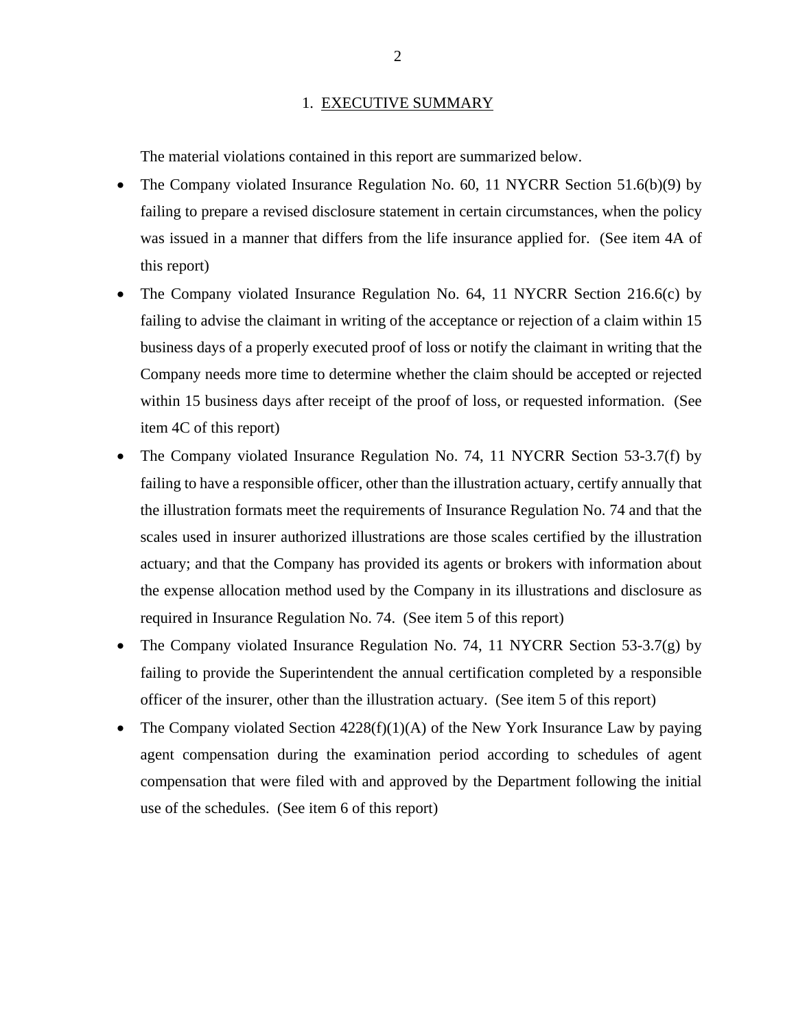## 1. EXECUTIVE SUMMARY

The material violations contained in this report are summarized below.

- The Company violated Insurance Regulation No. 60, 11 NYCRR Section 51.6(b)(9) by failing to prepare a revised disclosure statement in certain circumstances, when the policy was issued in a manner that differs from the life insurance applied for. (See item 4A of this report)
- The Company violated Insurance Regulation No. 64, 11 NYCRR Section 216.6(c) by failing to advise the claimant in writing of the acceptance or rejection of a claim within 15 business days of a properly executed proof of loss or notify the claimant in writing that the Company needs more time to determine whether the claim should be accepted or rejected within 15 business days after receipt of the proof of loss, or requested information. (See item 4C of this report)
- The Company violated Insurance Regulation No. 74, 11 NYCRR Section 53-3.7(f) by failing to have a responsible officer, other than the illustration actuary, certify annually that the illustration formats meet the requirements of Insurance Regulation No. 74 and that the scales used in insurer authorized illustrations are those scales certified by the illustration actuary; and that the Company has provided its agents or brokers with information about the expense allocation method used by the Company in its illustrations and disclosure as required in Insurance Regulation No. 74. (See item 5 of this report)
- The Company violated Insurance Regulation No. 74, 11 NYCRR Section 53-3.7(g) by failing to provide the Superintendent the annual certification completed by a responsible officer of the insurer, other than the illustration actuary. (See item 5 of this report)
- The Company violated Section 4228(f)(1)(A) of the New York Insurance Law by paying agent compensation during the examination period according to schedules of agent compensation that were filed with and approved by the Department following the initial use of the schedules. (See item 6 of this report)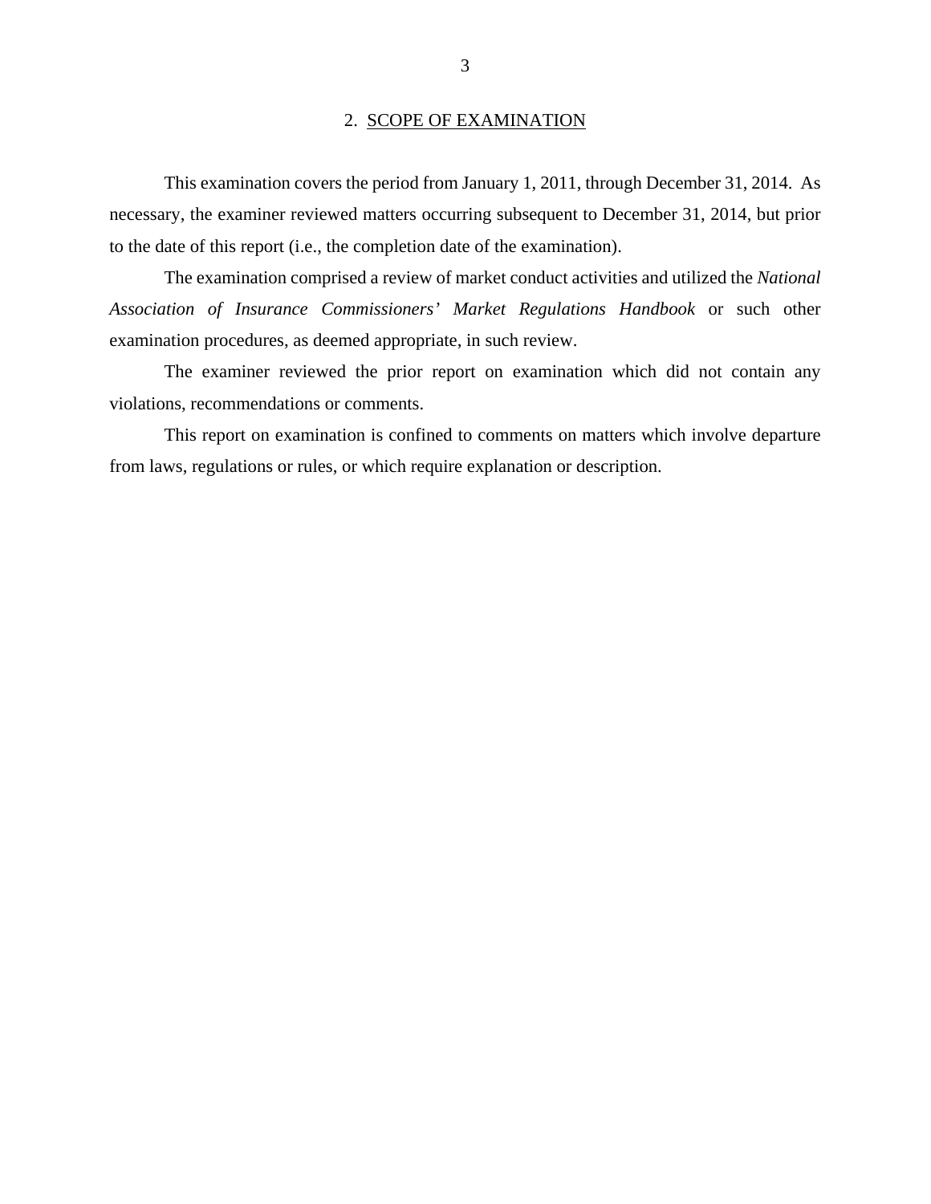## 2. SCOPE OF EXAMINATION

This examination covers the period from January 1, 2011, through December 31, 2014. As necessary, the examiner reviewed matters occurring subsequent to December 31, 2014, but prior to the date of this report (i.e., the completion date of the examination).

The examination comprised a review of market conduct activities and utilized the *National Association of Insurance Commissioners' Market Regulations Handbook* or such other examination procedures, as deemed appropriate, in such review.

The examiner reviewed the prior report on examination which did not contain any violations, recommendations or comments.

This report on examination is confined to comments on matters which involve departure from laws, regulations or rules, or which require explanation or description.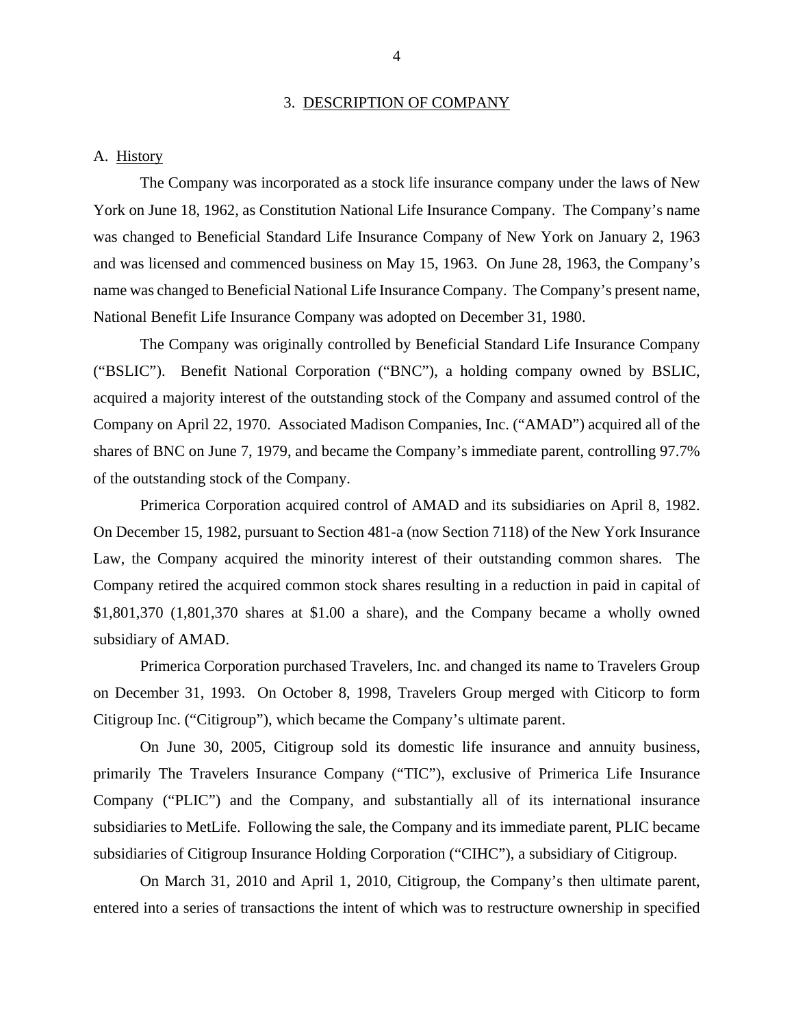## 3. DESCRIPTION OF COMPANY

### A. History

The Company was incorporated as a stock life insurance company under the laws of New York on June 18, 1962, as Constitution National Life Insurance Company. The Company's name was changed to Beneficial Standard Life Insurance Company of New York on January 2, 1963 and was licensed and commenced business on May 15, 1963. On June 28, 1963, the Company's name was changed to Beneficial National Life Insurance Company. The Company's present name, National Benefit Life Insurance Company was adopted on December 31, 1980.

The Company was originally controlled by Beneficial Standard Life Insurance Company ("BSLIC"). Benefit National Corporation ("BNC"), a holding company owned by BSLIC, acquired a majority interest of the outstanding stock of the Company and assumed control of the Company on April 22, 1970. Associated Madison Companies, Inc. ("AMAD") acquired all of the shares of BNC on June 7, 1979, and became the Company's immediate parent, controlling 97.7% of the outstanding stock of the Company.

Primerica Corporation acquired control of AMAD and its subsidiaries on April 8, 1982. On December 15, 1982, pursuant to Section 481-a (now Section 7118) of the New York Insurance Law, the Company acquired the minority interest of their outstanding common shares. The Company retired the acquired common stock shares resulting in a reduction in paid in capital of $1,801,370 (1,801,370 shares at $1.00 a share), and the Company became a wholly owned subsidiary of AMAD.

Primerica Corporation purchased Travelers, Inc. and changed its name to Travelers Group on December 31, 1993. On October 8, 1998, Travelers Group merged with Citicorp to form Citigroup Inc. ("Citigroup"), which became the Company's ultimate parent.

On June 30, 2005, Citigroup sold its domestic life insurance and annuity business, primarily The Travelers Insurance Company ("TIC"), exclusive of Primerica Life Insurance Company ("PLIC") and the Company, and substantially all of its international insurance subsidiaries to MetLife. Following the sale, the Company and its immediate parent, PLIC became subsidiaries of Citigroup Insurance Holding Corporation ("CIHC"), a subsidiary of Citigroup.

On March 31, 2010 and April 1, 2010, Citigroup, the Company's then ultimate parent, entered into a series of transactions the intent of which was to restructure ownership in specified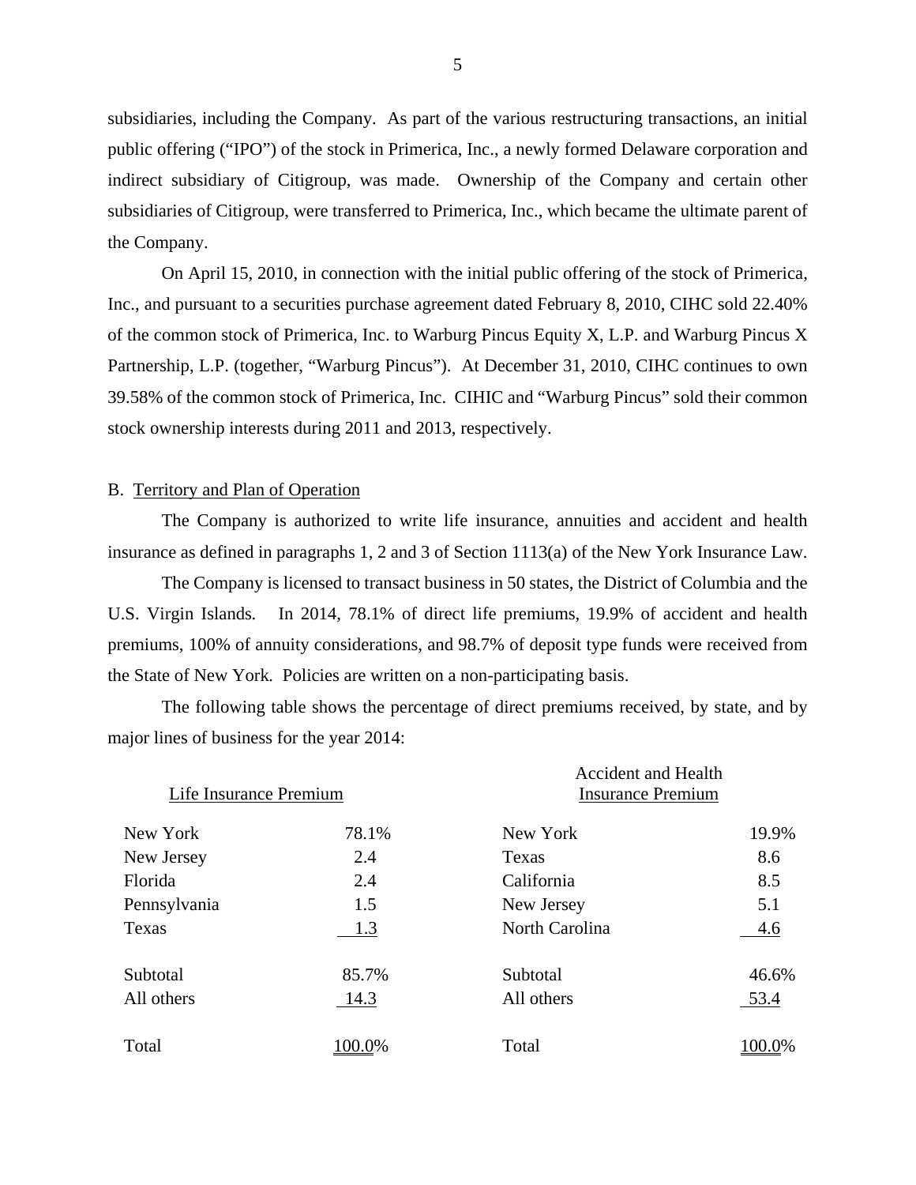subsidiaries, including the Company. As part of the various restructuring transactions, an initial public offering ("IPO") of the stock in Primerica, Inc., a newly formed Delaware corporation and indirect subsidiary of Citigroup, was made. Ownership of the Company and certain other subsidiaries of Citigroup, were transferred to Primerica, Inc., which became the ultimate parent of the Company.

On April 15, 2010, in connection with the initial public offering of the stock of Primerica, Inc., and pursuant to a securities purchase agreement dated February 8, 2010, CIHC sold 22.40% of the common stock of Primerica, Inc. to Warburg Pincus Equity X, L.P. and Warburg Pincus X Partnership, L.P. (together, "Warburg Pincus"). At December 31, 2010, CIHC continues to own 39.58% of the common stock of Primerica, Inc. CIHIC and "Warburg Pincus" sold their common stock ownership interests during 2011 and 2013, respectively.

B. Territory and Plan of Operation

The Company is authorized to write life insurance, annuities and accident and health insurance as defined in paragraphs 1, 2 and 3 of Section 1113(a) of the New York Insurance Law.

The Company is licensed to transact business in 50 states, the District of Columbia and the U.S. Virgin Islands. In 2014, 78.1% of direct life premiums, 19.9% of accident and health premiums, 100% of annuity considerations, and 98.7% of deposit type funds were received from the State of New York. Policies are written on a non-participating basis.

The following table shows the percentage of direct premiums received, by state, and by major lines of business for the year 2014:

| Life Insurance Premium | | Accident and Health Insurance Premium | |
|---|---|---|---|
| New York | 78.1% | New York | 19.9% |
| New Jersey | 2.4 | Texas | 8.6 |
| Florida | 2.4 | California | 8.5 |
| Pennsylvania | 1.5 | New Jersey | 5.1 |
| Texas | 1.3 | North Carolina | 4.6 |
| Subtotal | 85.7% | Subtotal | 46.6% |
| All others | 14.3 | All others | 53.4 |
| Total | 100.0% | Total | 100.0% |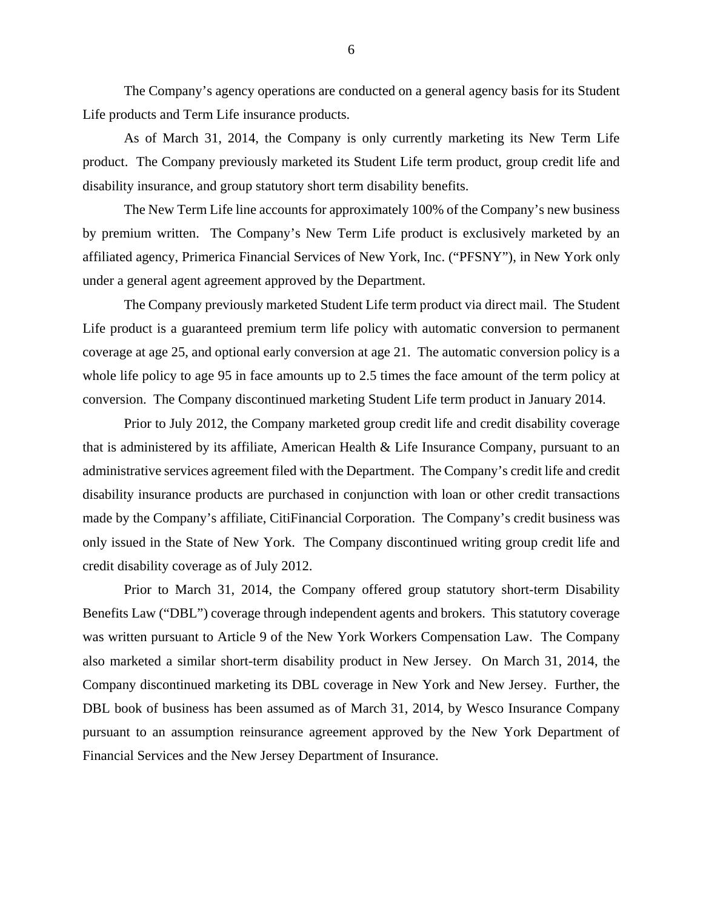The Company's agency operations are conducted on a general agency basis for its Student Life products and Term Life insurance products.

As of March 31, 2014, the Company is only currently marketing its New Term Life product. The Company previously marketed its Student Life term product, group credit life and disability insurance, and group statutory short term disability benefits.

The New Term Life line accounts for approximately 100% of the Company's new business by premium written. The Company's New Term Life product is exclusively marketed by an affiliated agency, Primerica Financial Services of New York, Inc. ("PFSNY"), in New York only under a general agent agreement approved by the Department.

The Company previously marketed Student Life term product via direct mail. The Student Life product is a guaranteed premium term life policy with automatic conversion to permanent coverage at age 25, and optional early conversion at age 21. The automatic conversion policy is a whole life policy to age 95 in face amounts up to 2.5 times the face amount of the term policy at conversion. The Company discontinued marketing Student Life term product in January 2014.

Prior to July 2012, the Company marketed group credit life and credit disability coverage that is administered by its affiliate, American Health & Life Insurance Company, pursuant to an administrative services agreement filed with the Department. The Company's credit life and credit disability insurance products are purchased in conjunction with loan or other credit transactions made by the Company's affiliate, CitiFinancial Corporation. The Company's credit business was only issued in the State of New York. The Company discontinued writing group credit life and credit disability coverage as of July 2012.

Prior to March 31, 2014, the Company offered group statutory short-term Disability Benefits Law ("DBL") coverage through independent agents and brokers. This statutory coverage was written pursuant to Article 9 of the New York Workers Compensation Law. The Company also marketed a similar short-term disability product in New Jersey. On March 31, 2014, the Company discontinued marketing its DBL coverage in New York and New Jersey. Further, the DBL book of business has been assumed as of March 31, 2014, by Wesco Insurance Company pursuant to an assumption reinsurance agreement approved by the New York Department of Financial Services and the New Jersey Department of Insurance.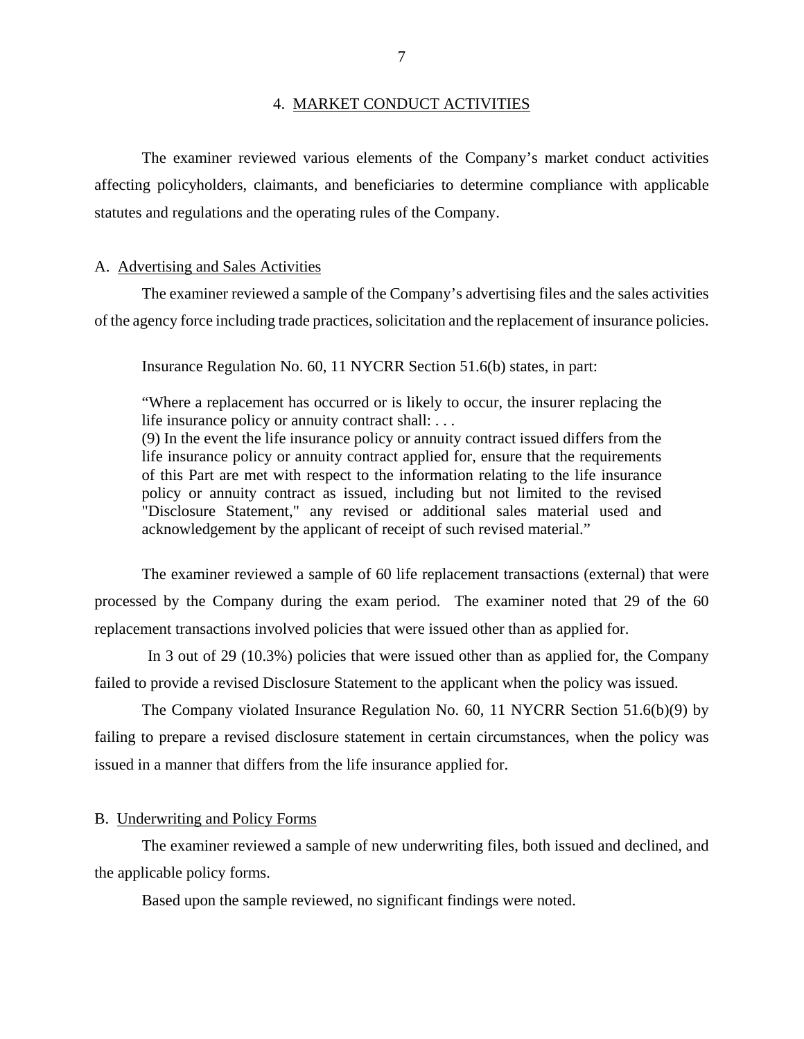## 4. MARKET CONDUCT ACTIVITIES

The examiner reviewed various elements of the Company's market conduct activities affecting policyholders, claimants, and beneficiaries to determine compliance with applicable statutes and regulations and the operating rules of the Company.

### A. Advertising and Sales Activities

The examiner reviewed a sample of the Company's advertising files and the sales activities of the agency force including trade practices, solicitation and the replacement of insurance policies.

Insurance Regulation No. 60, 11 NYCRR Section 51.6(b) states, in part:

> "Where a replacement has occurred or is likely to occur, the insurer replacing the life insurance policy or annuity contract shall: . . .
> (9) In the event the life insurance policy or annuity contract issued differs from the life insurance policy or annuity contract applied for, ensure that the requirements of this Part are met with respect to the information relating to the life insurance policy or annuity contract as issued, including but not limited to the revised "Disclosure Statement," any revised or additional sales material used and acknowledgement by the applicant of receipt of such revised material."

The examiner reviewed a sample of 60 life replacement transactions (external) that were processed by the Company during the exam period. The examiner noted that 29 of the 60 replacement transactions involved policies that were issued other than as applied for.

In 3 out of 29 (10.3%) policies that were issued other than as applied for, the Company failed to provide a revised Disclosure Statement to the applicant when the policy was issued.

The Company violated Insurance Regulation No. 60, 11 NYCRR Section 51.6(b)(9) by failing to prepare a revised disclosure statement in certain circumstances, when the policy was issued in a manner that differs from the life insurance applied for.

### B. Underwriting and Policy Forms

The examiner reviewed a sample of new underwriting files, both issued and declined, and the applicable policy forms.

Based upon the sample reviewed, no significant findings were noted.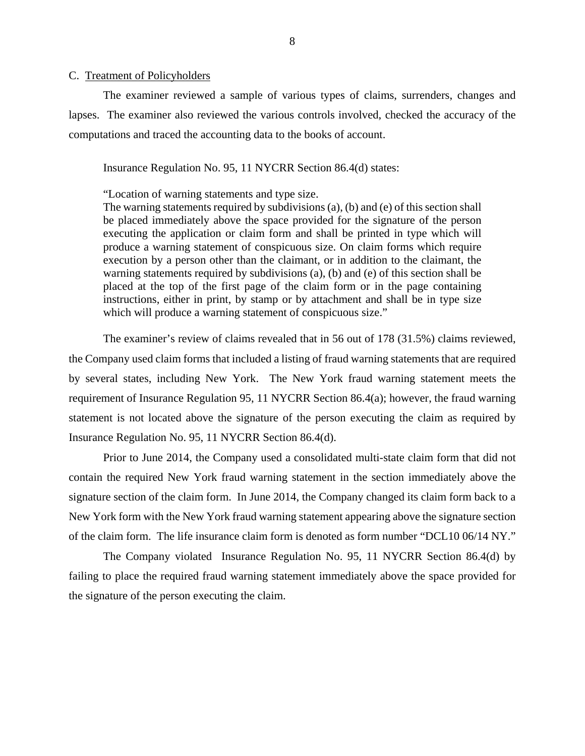## C. Treatment of Policyholders

The examiner reviewed a sample of various types of claims, surrenders, changes and lapses. The examiner also reviewed the various controls involved, checked the accuracy of the computations and traced the accounting data to the books of account.

Insurance Regulation No. 95, 11 NYCRR Section 86.4(d) states:

> "Location of warning statements and type size.
> The warning statements required by subdivisions (a), (b) and (e) of this section shall be placed immediately above the space provided for the signature of the person executing the application or claim form and shall be printed in type which will produce a warning statement of conspicuous size. On claim forms which require execution by a person other than the claimant, or in addition to the claimant, the warning statements required by subdivisions (a), (b) and (e) of this section shall be placed at the top of the first page of the claim form or in the page containing instructions, either in print, by stamp or by attachment and shall be in type size which will produce a warning statement of conspicuous size."

The examiner's review of claims revealed that in 56 out of 178 (31.5%) claims reviewed, the Company used claim forms that included a listing of fraud warning statements that are required by several states, including New York. The New York fraud warning statement meets the requirement of Insurance Regulation 95, 11 NYCRR Section 86.4(a); however, the fraud warning statement is not located above the signature of the person executing the claim as required by Insurance Regulation No. 95, 11 NYCRR Section 86.4(d).

Prior to June 2014, the Company used a consolidated multi-state claim form that did not contain the required New York fraud warning statement in the section immediately above the signature section of the claim form. In June 2014, the Company changed its claim form back to a New York form with the New York fraud warning statement appearing above the signature section of the claim form. The life insurance claim form is denoted as form number "DCL10 06/14 NY."

The Company violated Insurance Regulation No. 95, 11 NYCRR Section 86.4(d) by failing to place the required fraud warning statement immediately above the space provided for the signature of the person executing the claim.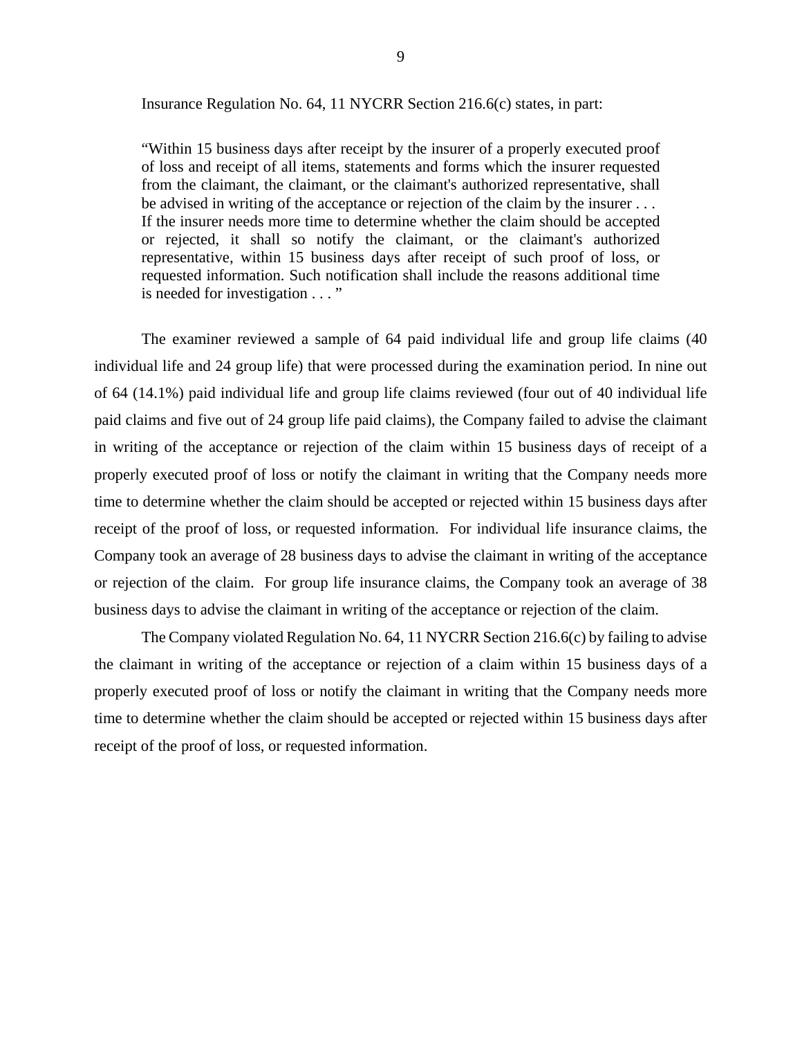Insurance Regulation No. 64, 11 NYCRR Section 216.6(c) states, in part:

> "Within 15 business days after receipt by the insurer of a properly executed proof of loss and receipt of all items, statements and forms which the insurer requested from the claimant, the claimant, or the claimant's authorized representative, shall be advised in writing of the acceptance or rejection of the claim by the insurer . . . If the insurer needs more time to determine whether the claim should be accepted or rejected, it shall so notify the claimant, or the claimant's authorized representative, within 15 business days after receipt of such proof of loss, or requested information. Such notification shall include the reasons additional time is needed for investigation . . . "

The examiner reviewed a sample of 64 paid individual life and group life claims (40 individual life and 24 group life) that were processed during the examination period. In nine out of 64 (14.1%) paid individual life and group life claims reviewed (four out of 40 individual life paid claims and five out of 24 group life paid claims), the Company failed to advise the claimant in writing of the acceptance or rejection of the claim within 15 business days of receipt of a properly executed proof of loss or notify the claimant in writing that the Company needs more time to determine whether the claim should be accepted or rejected within 15 business days after receipt of the proof of loss, or requested information. For individual life insurance claims, the Company took an average of 28 business days to advise the claimant in writing of the acceptance or rejection of the claim. For group life insurance claims, the Company took an average of 38 business days to advise the claimant in writing of the acceptance or rejection of the claim.

The Company violated Regulation No. 64, 11 NYCRR Section 216.6(c) by failing to advise the claimant in writing of the acceptance or rejection of a claim within 15 business days of a properly executed proof of loss or notify the claimant in writing that the Company needs more time to determine whether the claim should be accepted or rejected within 15 business days after receipt of the proof of loss, or requested information.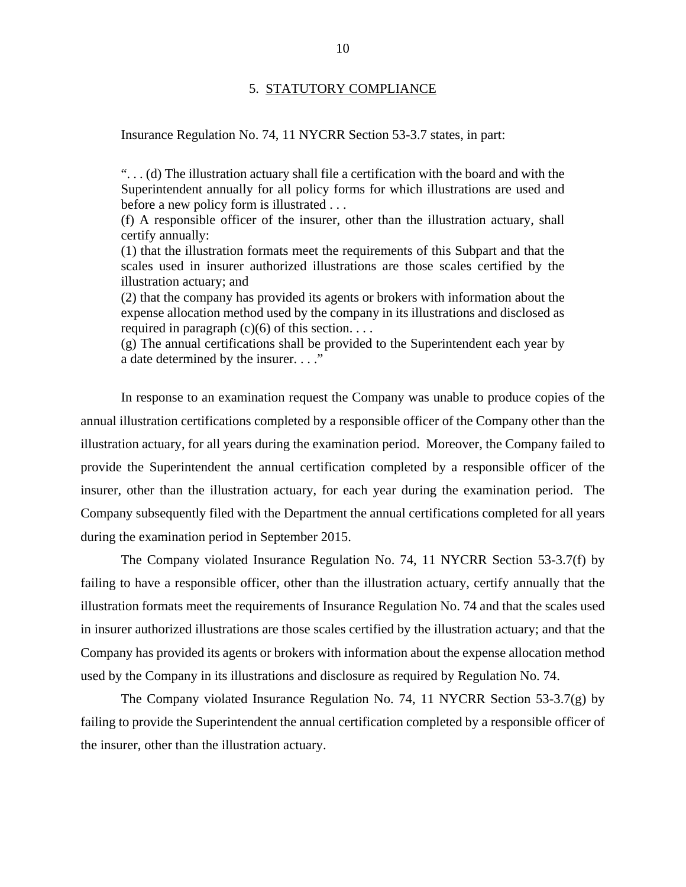## 5. STATUTORY COMPLIANCE

Insurance Regulation No. 74, 11 NYCRR Section 53-3.7 states, in part:

> ". . . (d) The illustration actuary shall file a certification with the board and with the Superintendent annually for all policy forms for which illustrations are used and before a new policy form is illustrated . . .
>
> (f) A responsible officer of the insurer, other than the illustration actuary, shall certify annually:
>
> (1) that the illustration formats meet the requirements of this Subpart and that the scales used in insurer authorized illustrations are those scales certified by the illustration actuary; and
>
> (2) that the company has provided its agents or brokers with information about the expense allocation method used by the company in its illustrations and disclosed as required in paragraph (c)(6) of this section. . . .
>
> (g) The annual certifications shall be provided to the Superintendent each year by a date determined by the insurer. . . ."

In response to an examination request the Company was unable to produce copies of the annual illustration certifications completed by a responsible officer of the Company other than the illustration actuary, for all years during the examination period. Moreover, the Company failed to provide the Superintendent the annual certification completed by a responsible officer of the insurer, other than the illustration actuary, for each year during the examination period. The Company subsequently filed with the Department the annual certifications completed for all years during the examination period in September 2015.

The Company violated Insurance Regulation No. 74, 11 NYCRR Section 53-3.7(f) by failing to have a responsible officer, other than the illustration actuary, certify annually that the illustration formats meet the requirements of Insurance Regulation No. 74 and that the scales used in insurer authorized illustrations are those scales certified by the illustration actuary; and that the Company has provided its agents or brokers with information about the expense allocation method used by the Company in its illustrations and disclosure as required by Regulation No. 74.

The Company violated Insurance Regulation No. 74, 11 NYCRR Section 53-3.7(g) by failing to provide the Superintendent the annual certification completed by a responsible officer of the insurer, other than the illustration actuary.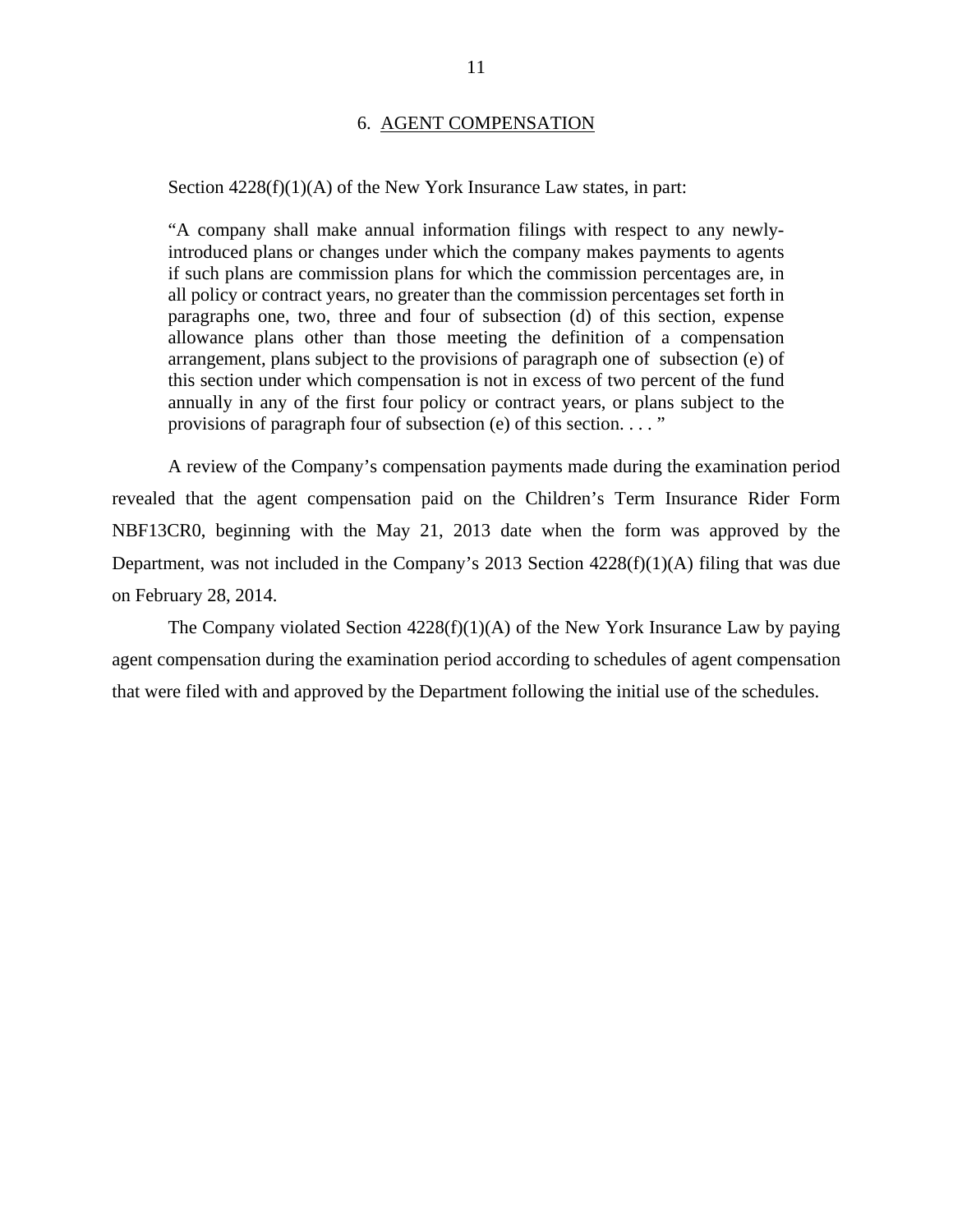## 6. AGENT COMPENSATION

Section 4228(f)(1)(A) of the New York Insurance Law states, in part:

> "A company shall make annual information filings with respect to any newly-introduced plans or changes under which the company makes payments to agents if such plans are commission plans for which the commission percentages are, in all policy or contract years, no greater than the commission percentages set forth in paragraphs one, two, three and four of subsection (d) of this section, expense allowance plans other than those meeting the definition of a compensation arrangement, plans subject to the provisions of paragraph one of subsection (e) of this section under which compensation is not in excess of two percent of the fund annually in any of the first four policy or contract years, or plans subject to the provisions of paragraph four of subsection (e) of this section. . . . "

A review of the Company's compensation payments made during the examination period revealed that the agent compensation paid on the Children's Term Insurance Rider Form NBF13CR0, beginning with the May 21, 2013 date when the form was approved by the Department, was not included in the Company's 2013 Section 4228(f)(1)(A) filing that was due on February 28, 2014.

The Company violated Section 4228(f)(1)(A) of the New York Insurance Law by paying agent compensation during the examination period according to schedules of agent compensation that were filed with and approved by the Department following the initial use of the schedules.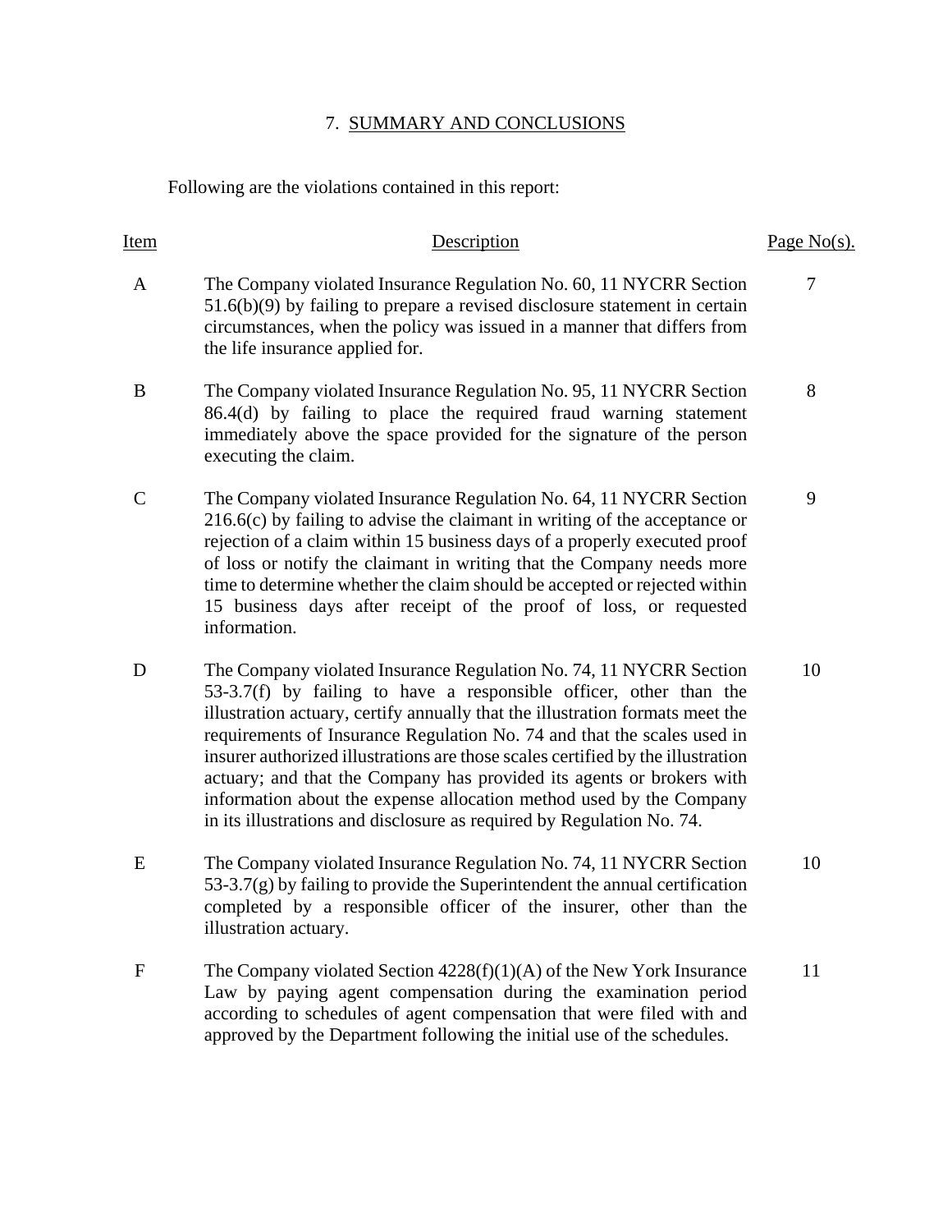## 7. SUMMARY AND CONCLUSIONS

Following are the violations contained in this report:

| Item | Description | Page No(s). |
|---|---|---|
| A | The Company violated Insurance Regulation No. 60, 11 NYCRR Section 51.6(b)(9) by failing to prepare a revised disclosure statement in certain circumstances, when the policy was issued in a manner that differs from the life insurance applied for. | 7 |
| B | The Company violated Insurance Regulation No. 95, 11 NYCRR Section 86.4(d) by failing to place the required fraud warning statement immediately above the space provided for the signature of the person executing the claim. | 8 |
| C | The Company violated Insurance Regulation No. 64, 11 NYCRR Section 216.6(c) by failing to advise the claimant in writing of the acceptance or rejection of a claim within 15 business days of a properly executed proof of loss or notify the claimant in writing that the Company needs more time to determine whether the claim should be accepted or rejected within 15 business days after receipt of the proof of loss, or requested information. | 9 |
| D | The Company violated Insurance Regulation No. 74, 11 NYCRR Section 53-3.7(f) by failing to have a responsible officer, other than the illustration actuary, certify annually that the illustration formats meet the requirements of Insurance Regulation No. 74 and that the scales used in insurer authorized illustrations are those scales certified by the illustration actuary; and that the Company has provided its agents or brokers with information about the expense allocation method used by the Company in its illustrations and disclosure as required by Regulation No. 74. | 10 |
| E | The Company violated Insurance Regulation No. 74, 11 NYCRR Section 53-3.7(g) by failing to provide the Superintendent the annual certification completed by a responsible officer of the insurer, other than the illustration actuary. | 10 |
| F | The Company violated Section 4228(f)(1)(A) of the New York Insurance Law by paying agent compensation during the examination period according to schedules of agent compensation that were filed with and approved by the Department following the initial use of the schedules. | 11 |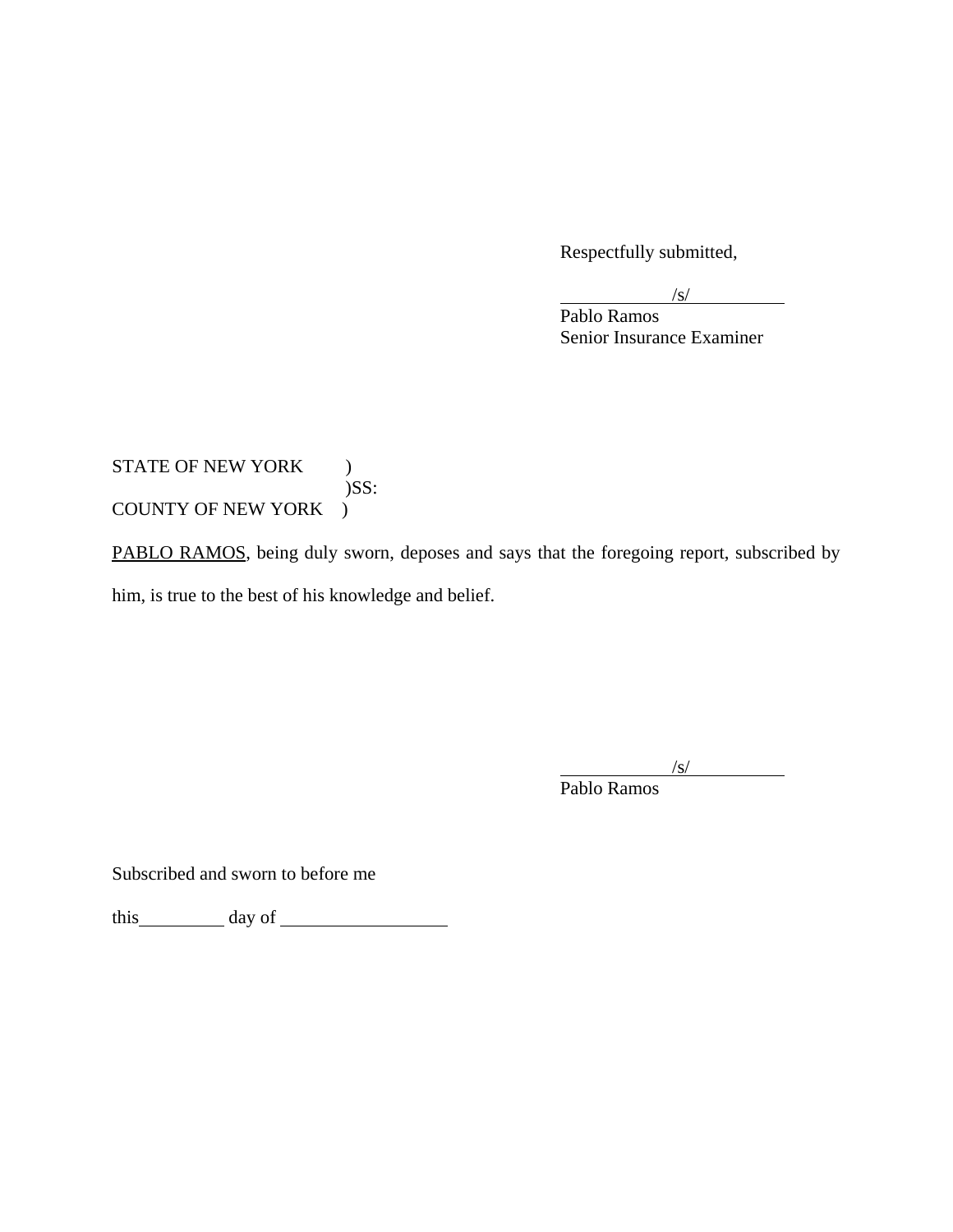Respectfully submitted,

/s/
Pablo Ramos
Senior Insurance Examiner

STATE OF NEW YORK )
)SS:
COUNTY OF NEW YORK )

PABLO RAMOS, being duly sworn, deposes and says that the foregoing report, subscribed by him, is true to the best of his knowledge and belief.

/s/
Pablo Ramos

Subscribed and sworn to before me

this__________ day of ___________________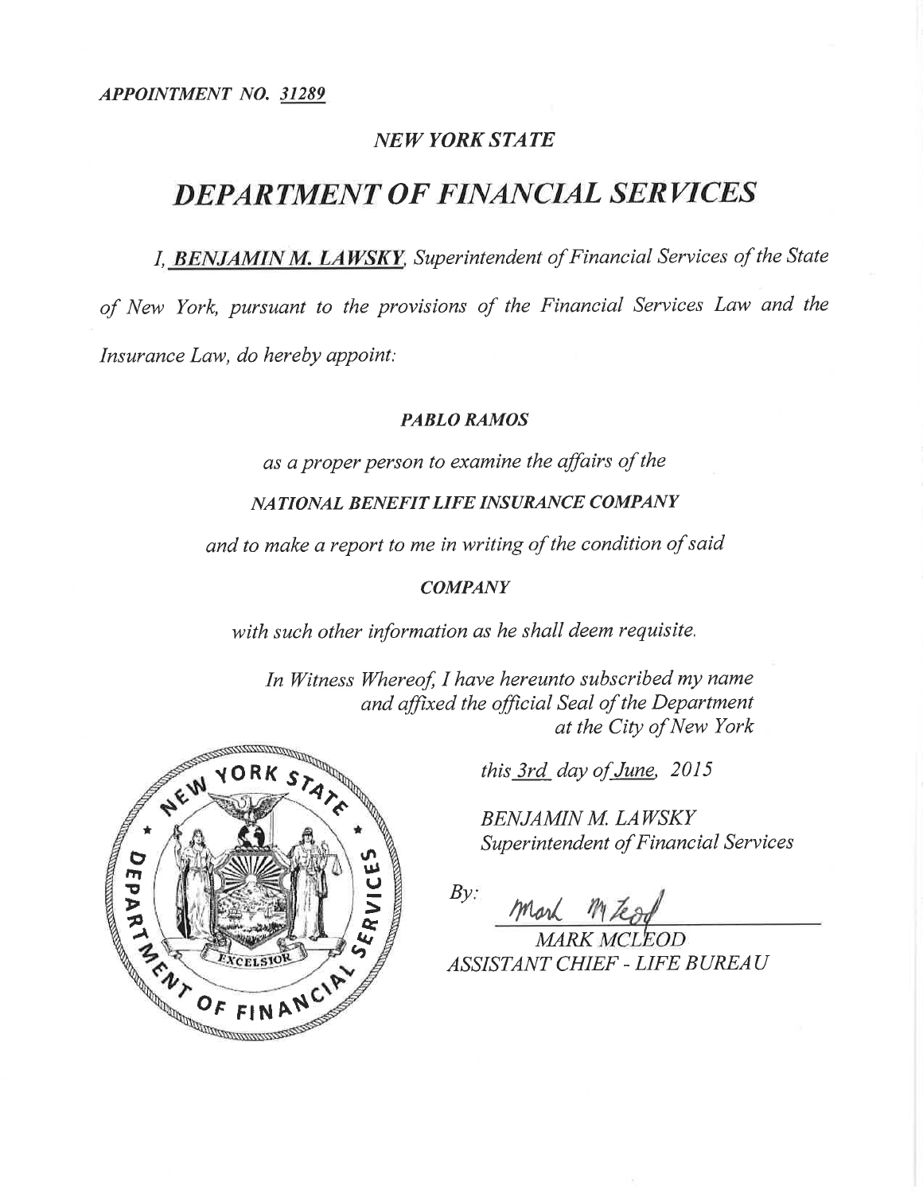*APPOINTMENT NO. 31289*

*NEW YORK STATE*

# *DEPARTMENT OF FINANCIAL SERVICES*

*I, **BENJAMIN M. LAWSKY**, Superintendent of Financial Services of the State of New York, pursuant to the provisions of the Financial Services Law and the Insurance Law, do hereby appoint:*

***PABLO RAMOS***

*as a proper person to examine the affairs of the*

*NATIONAL BENEFIT LIFE INSURANCE COMPANY*

*and to make a report to me in writing of the condition of said*

*COMPANY*

*with such other information as he shall deem requisite.*

*In Witness Whereof, I have hereunto subscribed my name and affixed the official Seal of the Department at the City of New York*

*this 3rd day of June, 2015*

*BENJAMIN M. LAWSKY*
*Superintendent of Financial Services*

*By:* Mark McLeod

*MARK MCLEOD*
*ASSISTANT CHIEF - LIFE BUREAU*